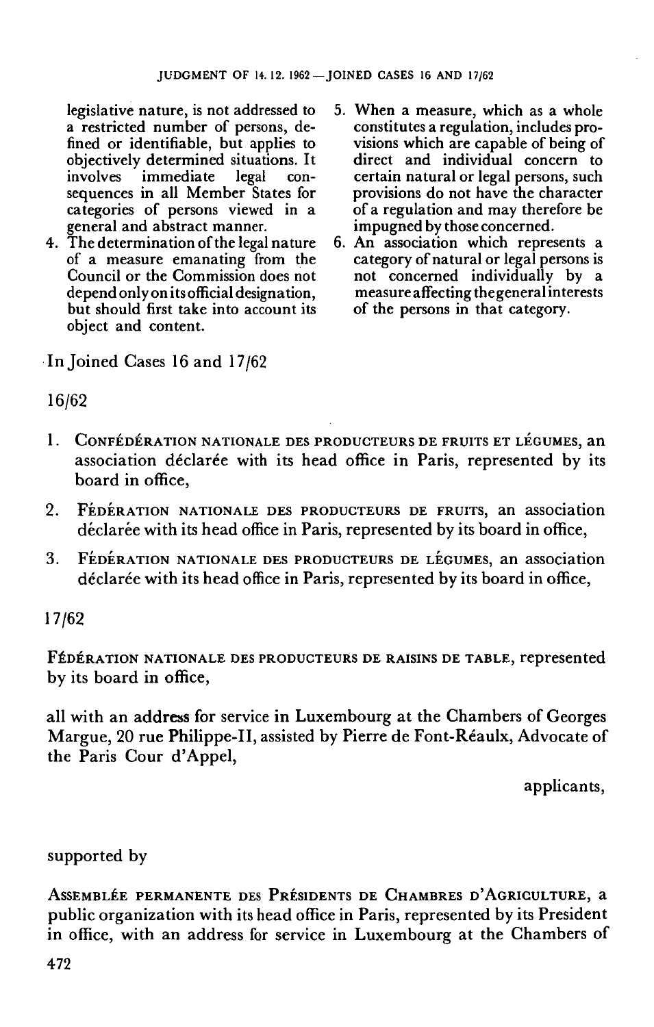legislative nature, is not addressed to a restricted number of persons, defined or identifiable, but applies to objectively determined situations. It involves immediate legal consequences in all Member States for categories of persons viewed in a general and abstract manner.

4. The determination of the legal nature of a measure emanating from the Council or the Commission does not depend only on its official designation, but should first take into account its object and content.
5. When a measure, which as a whole constitutes a regulation, includes provisions which are capable of being of direct and individual concern to certain natural or legal persons, such provisions do not have the character of a regulation and may therefore be impugned by those concerned.
6. An association which represents a category of natural or legal persons is not concerned individually by a measure affecting the general interests of the persons in that category.

In Joined Cases 16 and 17/62

16/62

1. CONFÉDÉRATION NATIONALE DES PRODUCTEURS DE FRUITS ET LÉGUMES, an association déclarée with its head office in Paris, represented by its board in office,
2. FÉDÉRATION NATIONALE DES PRODUCTEURS DE FRUITS, an association déclarée with its head office in Paris, represented by its board in office,
3. FÉDÉRATION NATIONALE DES PRODUCTEURS DE LÉGUMES, an association déclarée with its head office in Paris, represented by its board in office,

17/62

FÉDÉRATION NATIONALE DES PRODUCTEURS DE RAISINS DE TABLE, represented by its board in office,

all with an address for service in Luxembourg at the Chambers of Georges Margue, 20 rue Philippe-II, assisted by Pierre de Font-Réaulx, Advocate of the Paris Cour d'Appel,

applicants,

supported by

ASSEMBLÉE PERMANENTE DES PRÉSIDENTS DE CHAMBRES D'AGRICULTURE, a public organization with its head office in Paris, represented by its President in office, with an address for service in Luxembourg at the Chambers of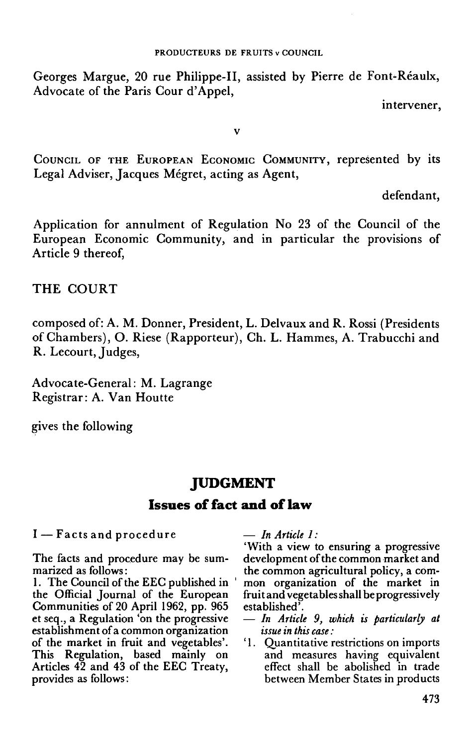Georges Margue, 20 rue Philippe-II, assisted by Pierre de Font-Réaulx, Advocate of the Paris Cour d'Appel,

intervener,

v

Council of the European Economic Community, represented by its Legal Adviser, Jacques Mégret, acting as Agent,

defendant,

Application for annulment of Regulation No 23 of the Council of the European Economic Community, and in particular the provisions of Article 9 thereof,

THE COURT

composed of: A. M. Donner, President, L. Delvaux and R. Rossi (Presidents of Chambers), O. Riese (Rapporteur), Ch. L. Hammes, A. Trabucchi and R. Lecourt, Judges,

Advocate-General: M. Lagrange
Registrar: A. Van Houtte

gives the following

# JUDGMENT

## Issues of fact and of law

I — Facts and procedure

The facts and procedure may be summarized as follows:

1. The Council of the EEC published in the Official Journal of the European Communities of 20 April 1962, pp. 965 et seq., a Regulation 'on the progressive establishment of a common organization of the market in fruit and vegetables'. This Regulation, based mainly on Articles 42 and 43 of the EEC Treaty, provides as follows:

— *In Article 1:*

'With a view to ensuring a progressive development of the common market and the common agricultural policy, a common organization of the market in fruit and vegetables shall be progressively established'.

— *In Article 9, which is particularly at issue in this case:*

'1. Quantitative restrictions on imports and measures having equivalent effect shall be abolished in trade between Member States in products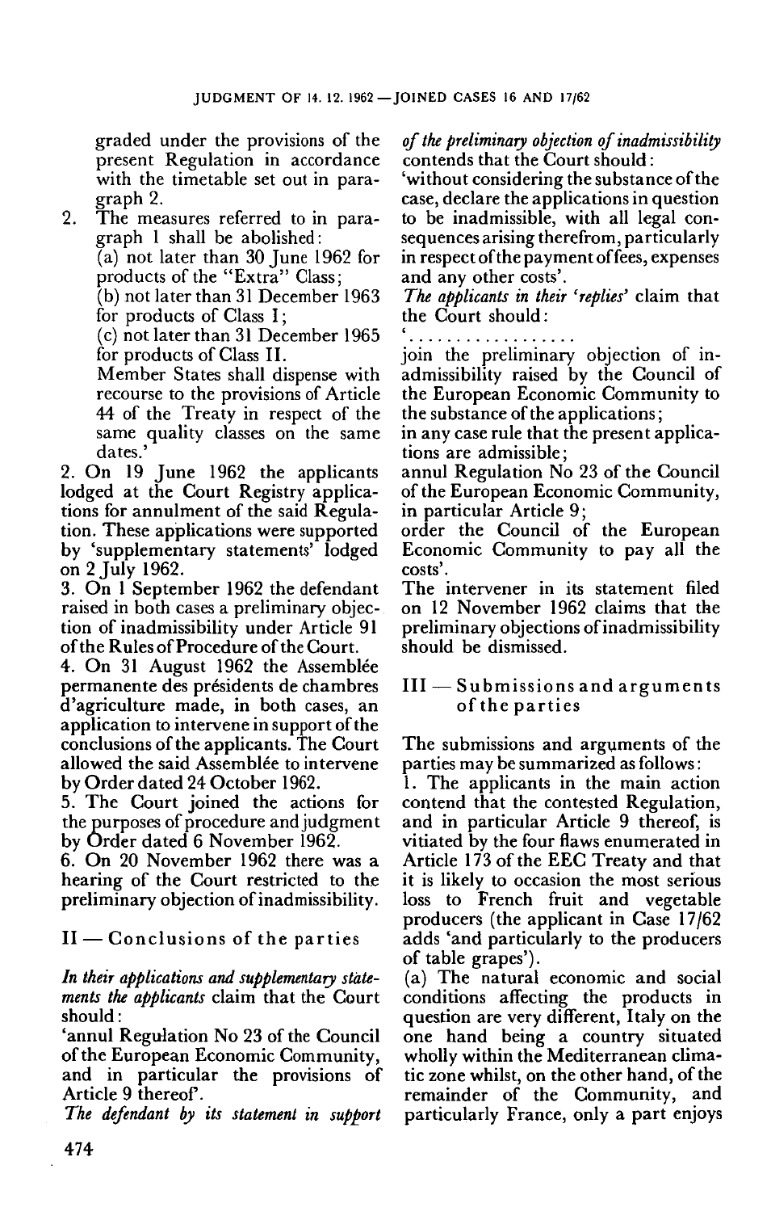graded under the provisions of the present Regulation in accordance with the timetable set out in paragraph 2.

2. The measures referred to in paragraph 1 shall be abolished:

   (a) not later than 30 June 1962 for products of the "Extra" Class;

   (b) not later than 31 December 1963 for products of Class I;

   (c) not later than 31 December 1965 for products of Class II.

   Member States shall dispense with recourse to the provisions of Article 44 of the Treaty in respect of the same quality classes on the same dates.'

2. On 19 June 1962 the applicants lodged at the Court Registry applications for annulment of the said Regulation. These applications were supported by 'supplementary statements' lodged on 2 July 1962.

3. On 1 September 1962 the defendant raised in both cases a preliminary objection of inadmissibility under Article 91 of the Rules of Procedure of the Court.

4. On 31 August 1962 the Assemblée permanente des présidents de chambres d'agriculture made, in both cases, an application to intervene in support of the conclusions of the applicants. The Court allowed the said Assemblée to intervene by Order dated 24 October 1962.

5. The Court joined the actions for the purposes of procedure and judgment by Order dated 6 November 1962.

6. On 20 November 1962 there was a hearing of the Court restricted to the preliminary objection of inadmissibility.

## II — Conclusions of the parties

*In their applications and supplementary statements the applicants* claim that the Court should:

'annul Regulation No 23 of the Council of the European Economic Community, and in particular the provisions of Article 9 thereof'.

*The defendant by its statement in support of the preliminary objection of inadmissibility* contends that the Court should:

'without considering the substance of the case, declare the applications in question to be inadmissible, with all legal consequences arising therefrom, particularly in respect of the payment of fees, expenses and any other costs'.

*The applicants in their 'replies'* claim that the Court should:

'..................

join the preliminary objection of inadmissibility raised by the Council of the European Economic Community to the substance of the applications;

in any case rule that the present applications are admissible;

annul Regulation No 23 of the Council of the European Economic Community, in particular Article 9;

order the Council of the European Economic Community to pay all the costs'.

The intervener in its statement filed on 12 November 1962 claims that the preliminary objections of inadmissibility should be dismissed.

## III — Submissions and arguments of the parties

The submissions and arguments of the parties may be summarized as follows:

1. The applicants in the main action contend that the contested Regulation, and in particular Article 9 thereof, is vitiated by the four flaws enumerated in Article 173 of the EEC Treaty and that it is likely to occasion the most serious loss to French fruit and vegetable producers (the applicant in Case 17/62 adds 'and particularly to the producers of table grapes').

(a) The natural economic and social conditions affecting the products in question are very different, Italy on the one hand being a country situated wholly within the Mediterranean climatic zone whilst, on the other hand, of the remainder of the Community, and particularly France, only a part enjoys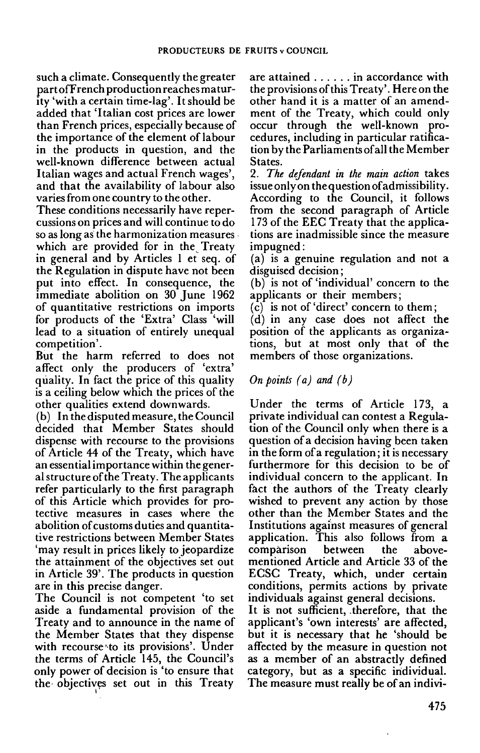such a climate. Consequently the greater part of French production reaches maturity 'with a certain time-lag'. It should be added that 'Italian cost prices are lower than French prices, especially because of the importance of the element of labour in the products in question, and the well-known difference between actual Italian wages and actual French wages', and that the availability of labour also varies from one country to the other.

These conditions necessarily have repercussions on prices and will continue to do so as long as the harmonization measures which are provided for in the Treaty in general and by Articles 1 et seq. of the Regulation in dispute have not been put into effect. In consequence, the immediate abolition on 30 June 1962 of quantitative restrictions on imports for products of the 'Extra' Class 'will lead to a situation of entirely unequal competition'.

But the harm referred to does not affect only the producers of 'extra' quality. In fact the price of this quality is a ceiling below which the prices of the other qualities extend downwards.

(b) In the disputed measure, the Council decided that Member States should dispense with recourse to the provisions of Article 44 of the Treaty, which have an essential importance within the general structure of the Treaty. The applicants refer particularly to the first paragraph of this Article which provides for protective measures in cases where the abolition of customs duties and quantitative restrictions between Member States 'may result in prices likely to jeopardize the attainment of the objectives set out in Article 39'. The products in question are in this precise danger.

The Council is not competent 'to set aside a fundamental provision of the Treaty and to announce in the name of the Member States that they dispense with recourse to its provisions'. Under the terms of Article 145, the Council's only power of decision is 'to ensure that the objectives set out in this Treaty are attained ...... in accordance with the provisions of this Treaty'. Here on the other hand it is a matter of an amendment of the Treaty, which could only occur through the well-known procedures, including in particular ratification by the Parliaments of all the Member States.

2. *The defendant in the main action* takes issue only on the question of admissibility. According to the Council, it follows from the second paragraph of Article 173 of the EEC Treaty that the applications are inadmissible since the measure impugned:

(a) is a genuine regulation and not a disguised decision;

(b) is not of 'individual' concern to the applicants or their members;

(c) is not of 'direct' concern to them;

(d) in any case does not affect the position of the applicants as organizations, but at most only that of the members of those organizations.

*On points (a) and (b)*

Under the terms of Article 173, a private individual can contest a Regulation of the Council only when there is a question of a decision having been taken in the form of a regulation; it is necessary furthermore for this decision to be of individual concern to the applicant. In fact the authors of the Treaty clearly wished to prevent any action by those other than the Member States and the Institutions against measures of general application. This also follows from a comparison between the above-mentioned Article and Article 33 of the ECSC Treaty, which, under certain conditions, permits actions by private individuals against general decisions.

It is not sufficient, therefore, that the applicant's 'own interests' are affected, but it is necessary that he 'should be affected by the measure in question not as a member of an abstractly defined category, but as a specific individual. The measure must really be of an indivi-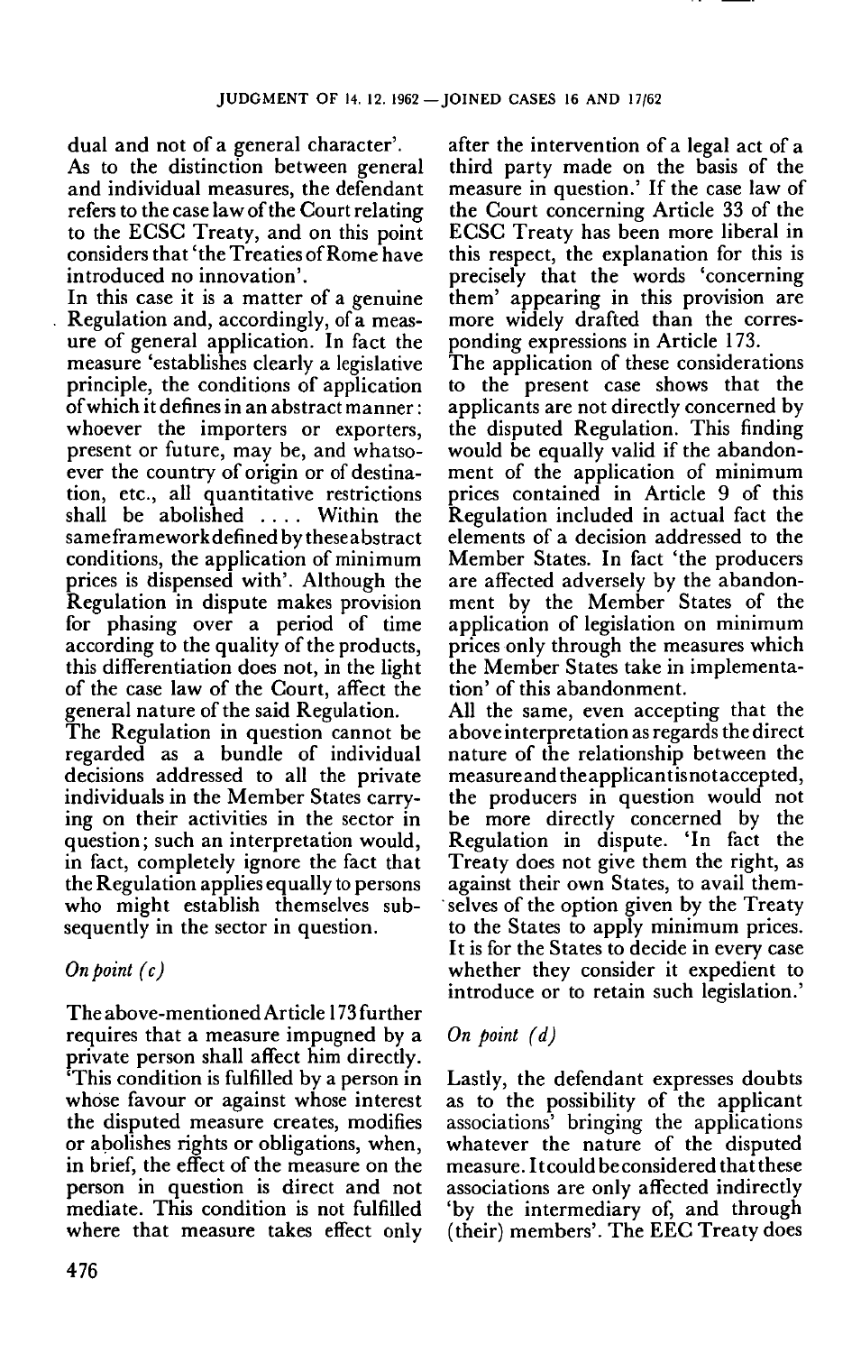dual and not of a general character'.

As to the distinction between general and individual measures, the defendant refers to the case law of the Court relating to the ECSC Treaty, and on this point considers that 'the Treaties of Rome have introduced no innovation'.

In this case it is a matter of a genuine Regulation and, accordingly, of a measure of general application. In fact the measure 'establishes clearly a legislative principle, the conditions of application of which it defines in an abstract manner: whoever the importers or exporters, present or future, may be, and whatsoever the country of origin or of destination, etc., all quantitative restrictions shall be abolished .... Within the same framework defined by these abstract conditions, the application of minimum prices is dispensed with'. Although the Regulation in dispute makes provision for phasing over a period of time according to the quality of the products, this differentiation does not, in the light of the case law of the Court, affect the general nature of the said Regulation.

The Regulation in question cannot be regarded as a bundle of individual decisions addressed to all the private individuals in the Member States carrying on their activities in the sector in question; such an interpretation would, in fact, completely ignore the fact that the Regulation applies equally to persons who might establish themselves subsequently in the sector in question.

*On point (c)*

The above-mentioned Article 173 further requires that a measure impugned by a private person shall affect him directly. 'This condition is fulfilled by a person in whose favour or against whose interest the disputed measure creates, modifies or abolishes rights or obligations, when, in brief, the effect of the measure on the person in question is direct and not mediate. This condition is not fulfilled where that measure takes effect only after the intervention of a legal act of a third party made on the basis of the measure in question.' If the case law of the Court concerning Article 33 of the ECSC Treaty has been more liberal in this respect, the explanation for this is precisely that the words 'concerning them' appearing in this provision are more widely drafted than the corresponding expressions in Article 173.

The application of these considerations to the present case shows that the applicants are not directly concerned by the disputed Regulation. This finding would be equally valid if the abandonment of the application of minimum prices contained in Article 9 of this Regulation included in actual fact the elements of a decision addressed to the Member States. In fact 'the producers are affected adversely by the abandonment by the Member States of the application of legislation on minimum prices only through the measures which the Member States take in implementation' of this abandonment.

All the same, even accepting that the above interpretation as regards the direct nature of the relationship between the measure and the applicant is not accepted, the producers in question would not be more directly concerned by the Regulation in dispute. 'In fact the Treaty does not give them the right, as against their own States, to avail themselves of the option given by the Treaty to the States to apply minimum prices. It is for the States to decide in every case whether they consider it expedient to introduce or to retain such legislation.'

*On point (d)*

Lastly, the defendant expresses doubts as to the possibility of the applicant associations' bringing the applications whatever the nature of the disputed measure. It could be considered that these associations are only affected indirectly 'by the intermediary of, and through (their) members'. The EEC Treaty does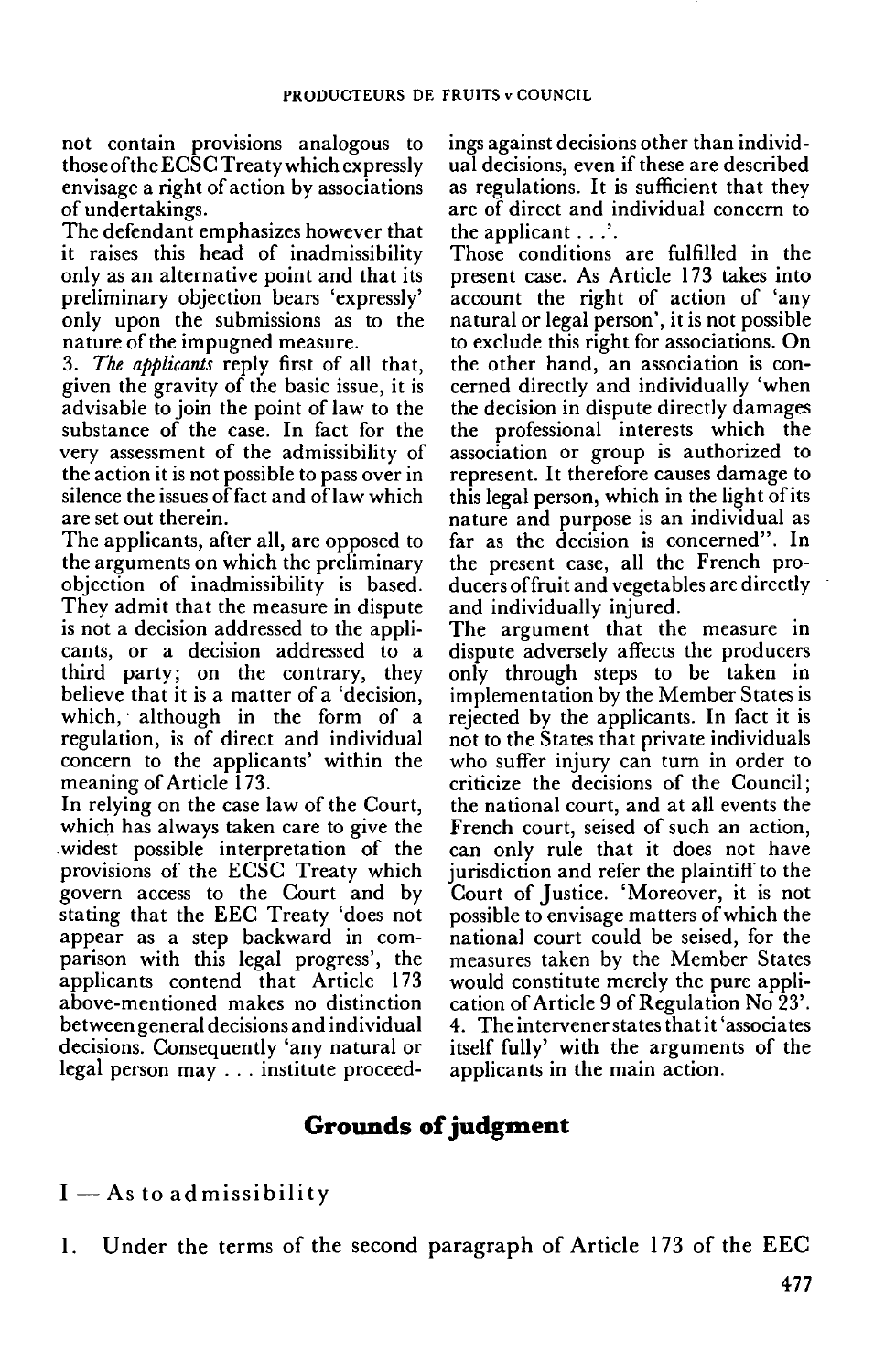not contain provisions analogous to those of the ECSC Treaty which expressly envisage a right of action by associations of undertakings.

The defendant emphasizes however that it raises this head of inadmissibility only as an alternative point and that its preliminary objection bears 'expressly' only upon the submissions as to the nature of the impugned measure.

3. *The applicants* reply first of all that, given the gravity of the basic issue, it is advisable to join the point of law to the substance of the case. In fact for the very assessment of the admissibility of the action it is not possible to pass over in silence the issues of fact and of law which are set out therein.

The applicants, after all, are opposed to the arguments on which the preliminary objection of inadmissibility is based. They admit that the measure in dispute is not a decision addressed to the applicants, or a decision addressed to a third party; on the contrary, they believe that it is a matter of a 'decision, which, although in the form of a regulation, is of direct and individual concern to the applicants' within the meaning of Article 173.

In relying on the case law of the Court, which has always taken care to give the widest possible interpretation of the provisions of the ECSC Treaty which govern access to the Court and by stating that the EEC Treaty 'does not appear as a step backward in comparison with this legal progress', the applicants contend that Article 173 above-mentioned makes no distinction between general decisions and individual decisions. Consequently 'any natural or legal person may . . . institute proceedings against decisions other than individual decisions, even if these are described as regulations. It is sufficient that they are of direct and individual concern to the applicant . . .'.

Those conditions are fulfilled in the present case. As Article 173 takes into account the right of action of 'any natural or legal person', it is not possible to exclude this right for associations. On the other hand, an association is concerned directly and individually 'when the decision in dispute directly damages the professional interests which the association or group is authorized to represent. It therefore causes damage to this legal person, which in the light of its nature and purpose is an individual as far as the decision is concerned". In the present case, all the French producers of fruit and vegetables are directly and individually injured.

The argument that the measure in dispute adversely affects the producers only through steps to be taken in implementation by the Member States is rejected by the applicants. In fact it is not to the States that private individuals who suffer injury can turn in order to criticize the decisions of the Council; the national court, and at all events the French court, seised of such an action, can only rule that it does not have jurisdiction and refer the plaintiff to the Court of Justice. 'Moreover, it is not possible to envisage matters of which the national court could be seised, for the measures taken by the Member States would constitute merely the pure application of Article 9 of Regulation No 23'.

4. The intervener states that it 'associates itself fully' with the arguments of the applicants in the main action.

## Grounds of judgment

### I — As to admissibility

1. Under the terms of the second paragraph of Article 173 of the EEC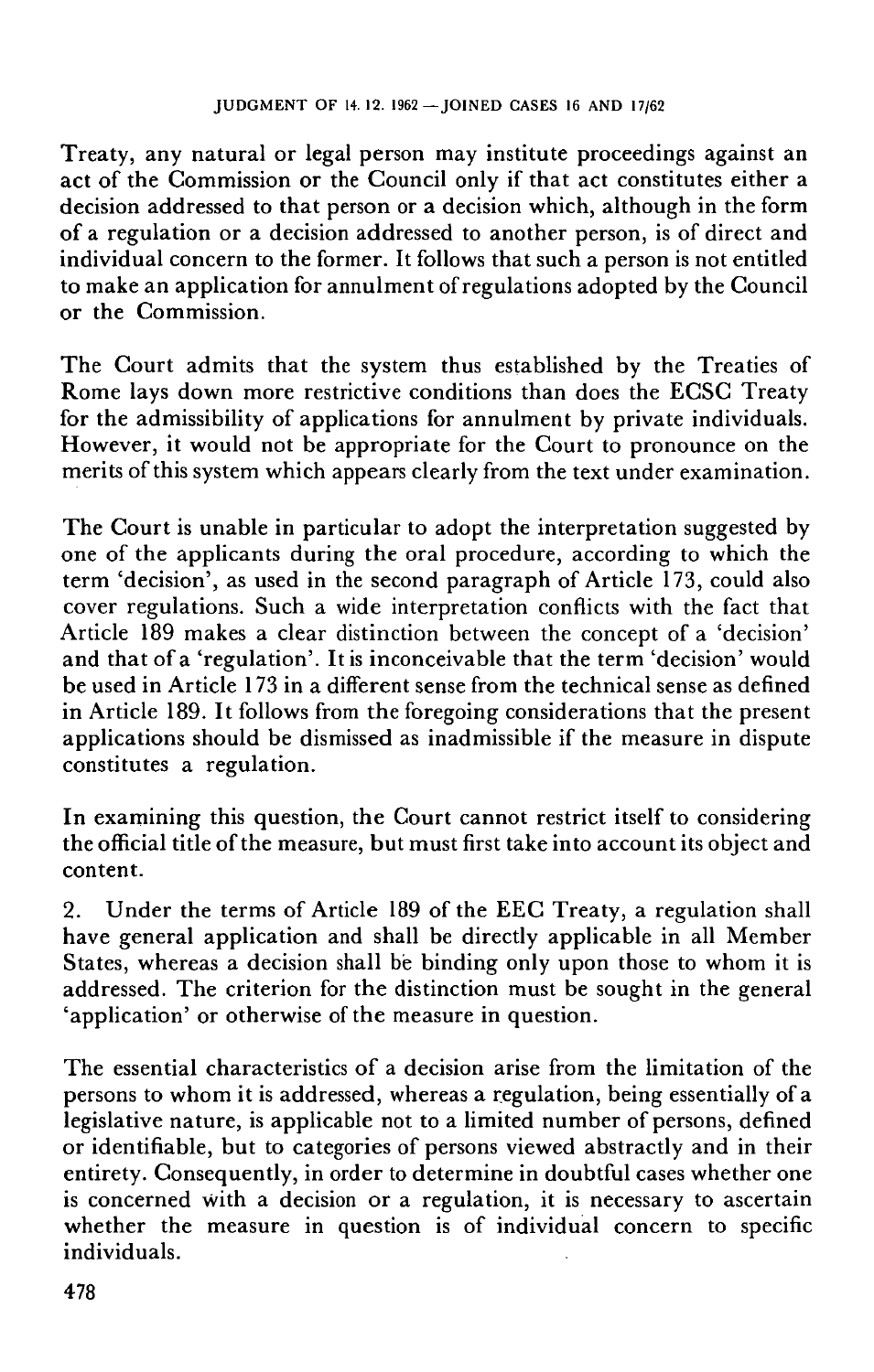Treaty, any natural or legal person may institute proceedings against an act of the Commission or the Council only if that act constitutes either a decision addressed to that person or a decision which, although in the form of a regulation or a decision addressed to another person, is of direct and individual concern to the former. It follows that such a person is not entitled to make an application for annulment of regulations adopted by the Council or the Commission.

The Court admits that the system thus established by the Treaties of Rome lays down more restrictive conditions than does the ECSC Treaty for the admissibility of applications for annulment by private individuals. However, it would not be appropriate for the Court to pronounce on the merits of this system which appears clearly from the text under examination.

The Court is unable in particular to adopt the interpretation suggested by one of the applicants during the oral procedure, according to which the term 'decision', as used in the second paragraph of Article 173, could also cover regulations. Such a wide interpretation conflicts with the fact that Article 189 makes a clear distinction between the concept of a 'decision' and that of a 'regulation'. It is inconceivable that the term 'decision' would be used in Article 173 in a different sense from the technical sense as defined in Article 189. It follows from the foregoing considerations that the present applications should be dismissed as inadmissible if the measure in dispute constitutes a regulation.

In examining this question, the Court cannot restrict itself to considering the official title of the measure, but must first take into account its object and content.

2. Under the terms of Article 189 of the EEC Treaty, a regulation shall have general application and shall be directly applicable in all Member States, whereas a decision shall be binding only upon those to whom it is addressed. The criterion for the distinction must be sought in the general 'application' or otherwise of the measure in question.

The essential characteristics of a decision arise from the limitation of the persons to whom it is addressed, whereas a regulation, being essentially of a legislative nature, is applicable not to a limited number of persons, defined or identifiable, but to categories of persons viewed abstractly and in their entirety. Consequently, in order to determine in doubtful cases whether one is concerned with a decision or a regulation, it is necessary to ascertain whether the measure in question is of individual concern to specific individuals.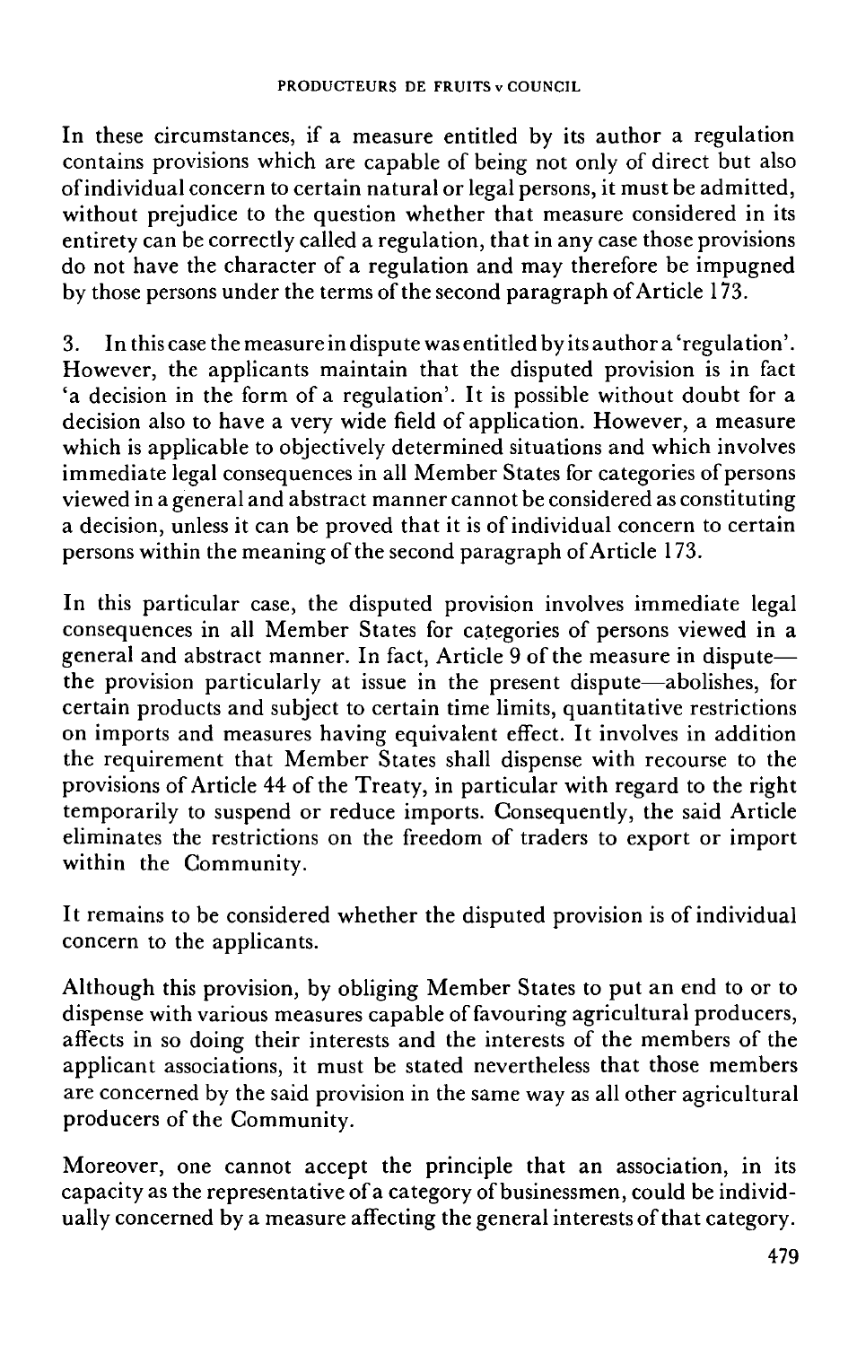In these circumstances, if a measure entitled by its author a regulation contains provisions which are capable of being not only of direct but also of individual concern to certain natural or legal persons, it must be admitted, without prejudice to the question whether that measure considered in its entirety can be correctly called a regulation, that in any case those provisions do not have the character of a regulation and may therefore be impugned by those persons under the terms of the second paragraph of Article 173.

3. In this case the measure in dispute was entitled by its author a 'regulation'. However, the applicants maintain that the disputed provision is in fact 'a decision in the form of a regulation'. It is possible without doubt for a decision also to have a very wide field of application. However, a measure which is applicable to objectively determined situations and which involves immediate legal consequences in all Member States for categories of persons viewed in a general and abstract manner cannot be considered as constituting a decision, unless it can be proved that it is of individual concern to certain persons within the meaning of the second paragraph of Article 173.

In this particular case, the disputed provision involves immediate legal consequences in all Member States for categories of persons viewed in a general and abstract manner. In fact, Article 9 of the measure in dispute—the provision particularly at issue in the present dispute—abolishes, for certain products and subject to certain time limits, quantitative restrictions on imports and measures having equivalent effect. It involves in addition the requirement that Member States shall dispense with recourse to the provisions of Article 44 of the Treaty, in particular with regard to the right temporarily to suspend or reduce imports. Consequently, the said Article eliminates the restrictions on the freedom of traders to export or import within the Community.

It remains to be considered whether the disputed provision is of individual concern to the applicants.

Although this provision, by obliging Member States to put an end to or to dispense with various measures capable of favouring agricultural producers, affects in so doing their interests and the interests of the members of the applicant associations, it must be stated nevertheless that those members are concerned by the said provision in the same way as all other agricultural producers of the Community.

Moreover, one cannot accept the principle that an association, in its capacity as the representative of a category of businessmen, could be individually concerned by a measure affecting the general interests of that category.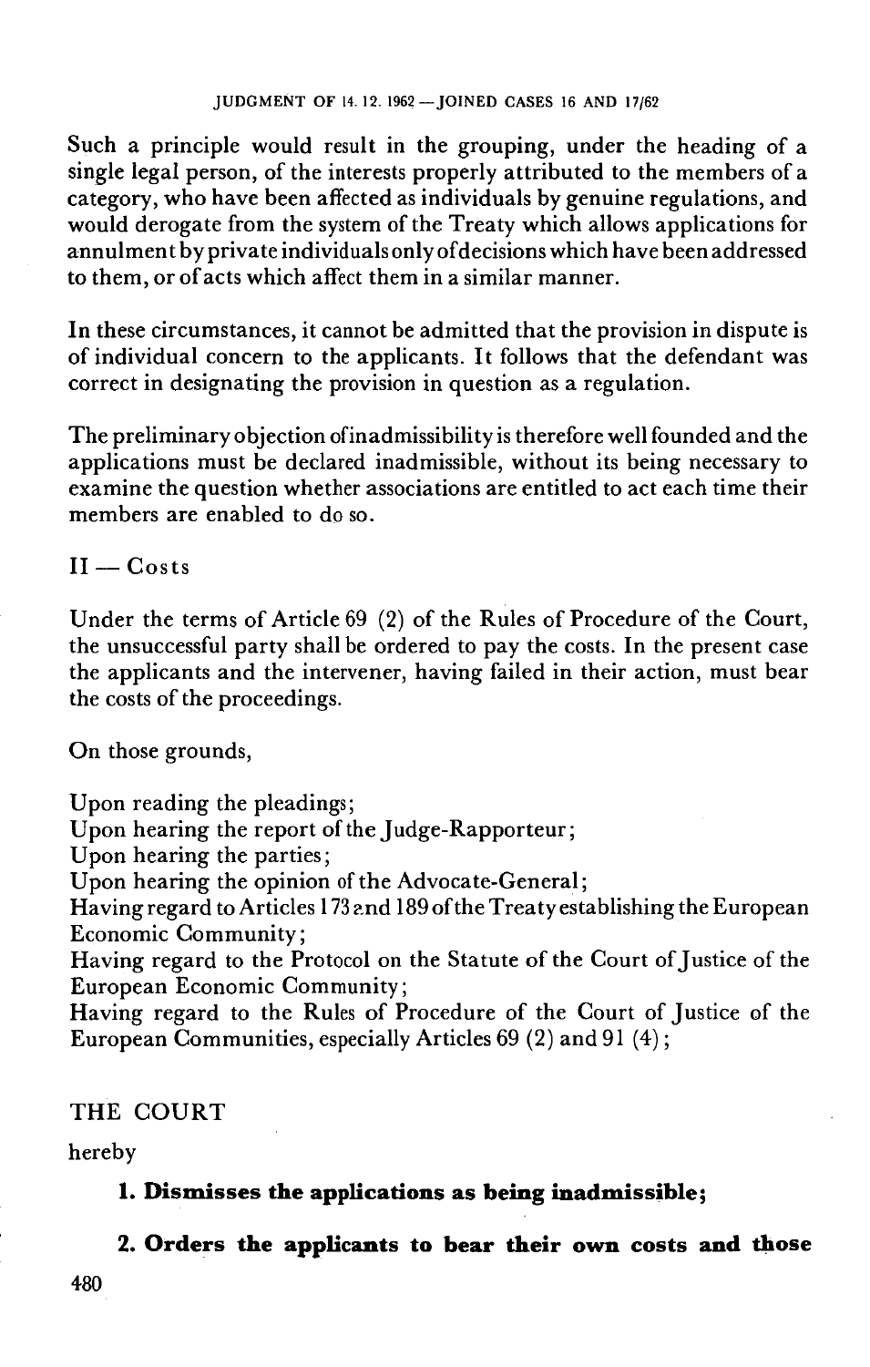Such a principle would result in the grouping, under the heading of a single legal person, of the interests properly attributed to the members of a category, who have been affected as individuals by genuine regulations, and would derogate from the system of the Treaty which allows applications for annulment by private individuals only of decisions which have been addressed to them, or of acts which affect them in a similar manner.

In these circumstances, it cannot be admitted that the provision in dispute is of individual concern to the applicants. It follows that the defendant was correct in designating the provision in question as a regulation.

The preliminary objection of inadmissibility is therefore well founded and the applications must be declared inadmissible, without its being necessary to examine the question whether associations are entitled to act each time their members are enabled to do so.

## II — Costs

Under the terms of Article 69 (2) of the Rules of Procedure of the Court, the unsuccessful party shall be ordered to pay the costs. In the present case the applicants and the intervener, having failed in their action, must bear the costs of the proceedings.

On those grounds,

Upon reading the pleadings;
Upon hearing the report of the Judge-Rapporteur;
Upon hearing the parties;
Upon hearing the opinion of the Advocate-General;
Having regard to Articles 173 and 189 of the Treaty establishing the European Economic Community;
Having regard to the Protocol on the Statute of the Court of Justice of the European Economic Community;
Having regard to the Rules of Procedure of the Court of Justice of the European Communities, especially Articles 69 (2) and 91 (4);

THE COURT

hereby

**1. Dismisses the applications as being inadmissible;**

**2. Orders the applicants to bear their own costs and those**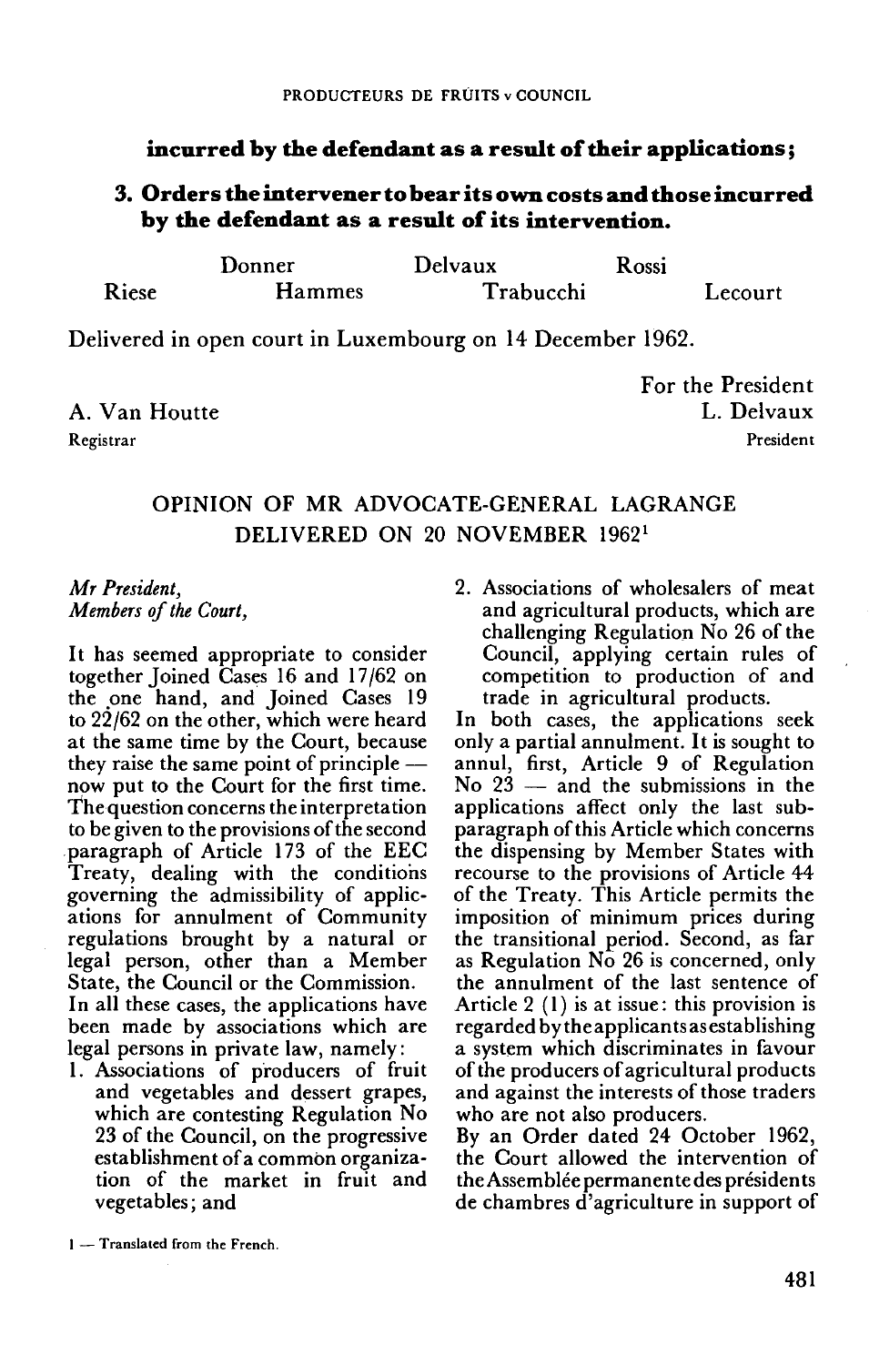**incurred by the defendant as a result of their applications;**

**3. Orders the intervener to bear its own costs and those incurred by the defendant as a result of its intervention.**

Donner Delvaux Rossi

Riese Hammes Trabucchi Lecourt

Delivered in open court in Luxembourg on 14 December 1962.

For the President
L. Delvaux
President

A. Van Houtte
Registrar

## OPINION OF MR ADVOCATE-GENERAL LAGRANGE DELIVERED ON 20 NOVEMBER 1962[1]

*Mr President,*
*Members of the Court,*

It has seemed appropriate to consider together Joined Cases 16 and 17/62 on the one hand, and Joined Cases 19 to 22/62 on the other, which were heard at the same time by the Court, because they raise the same point of principle — now put to the Court for the first time. The question concerns the interpretation to be given to the provisions of the second paragraph of Article 173 of the EEC Treaty, dealing with the conditions governing the admissibility of applications for annulment of Community regulations brought by a natural or legal person, other than a Member State, the Council or the Commission.

In all these cases, the applications have been made by associations which are legal persons in private law, namely:

1. Associations of producers of fruit and vegetables and dessert grapes, which are contesting Regulation No 23 of the Council, on the progressive establishment of a common organization of the market in fruit and vegetables; and
2. Associations of wholesalers of meat and agricultural products, which are challenging Regulation No 26 of the Council, applying certain rules of competition to production of and trade in agricultural products.

In both cases, the applications seek only a partial annulment. It is sought to annul, first, Article 9 of Regulation No 23 — and the submissions in the applications affect only the last subparagraph of this Article which concerns the dispensing by Member States with recourse to the provisions of Article 44 of the Treaty. This Article permits the imposition of minimum prices during the transitional period. Second, as far as Regulation No 26 is concerned, only the annulment of the last sentence of Article 2 (1) is at issue: this provision is regarded by the applicants as establishing a system which discriminates in favour of the producers of agricultural products and against the interests of those traders who are not also producers.

By an Order dated 24 October 1962, the Court allowed the intervention of the Assemblée permanente des présidents de chambres d'agriculture in support of

1 — Translated from the French.